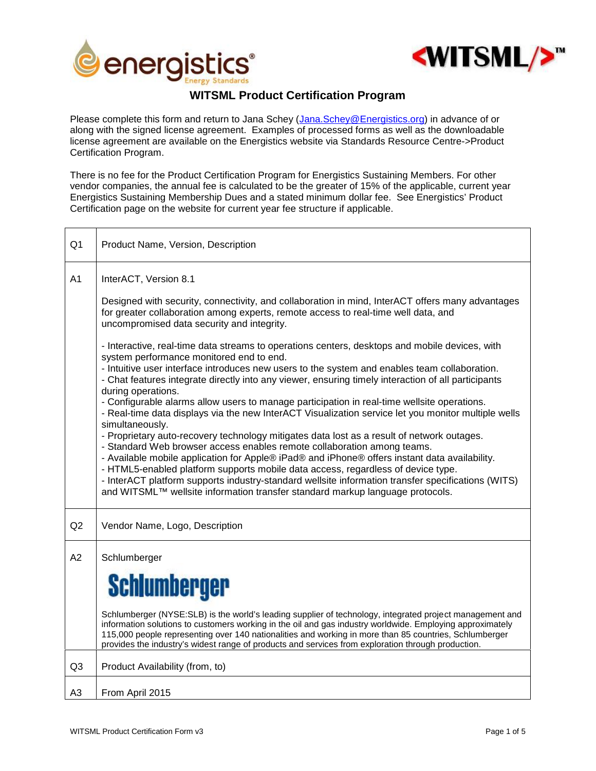# WITSML Product Certification Program

Please complete this form and return to Jana Schey (Jana.Schey@Energistics.org) in advance of or along with the signed license agreement. Examples of processed forms as well as the downloadable license agreement are available on the Energistics website via Standards Resource Centre->Product Certification Program.

There is no fee for the Product Certification Program for Energistics Sustaining Members. For other vendor companies, the annual fee is calculated to be the greater of 15% of the applicable, current year Energistics Sustaining Membership Dues and a stated minimum dollar fee. See Energistics' Product Certification page on the website for current year fee structure if applicable.

| | |
|---|---|
| Q1 | Product Name, Version, Description |
| A1 | InterACT, Version 8.1<br><br>Designed with security, connectivity, and collaboration in mind, InterACT offers many advantages for greater collaboration among experts, remote access to real-time well data, and uncompromised data security and integrity.<br><br>- Interactive, real-time data streams to operations centers, desktops and mobile devices, with system performance monitored end to end.<br>- Intuitive user interface introduces new users to the system and enables team collaboration.<br>- Chat features integrate directly into any viewer, ensuring timely interaction of all participants during operations.<br>- Configurable alarms allow users to manage participation in real-time wellsite operations.<br>- Real-time data displays via the new InterACT Visualization service let you monitor multiple wells simultaneously.<br>- Proprietary auto-recovery technology mitigates data lost as a result of network outages.<br>- Standard Web browser access enables remote collaboration among teams.<br>- Available mobile application for Apple® iPad® and iPhone® offers instant data availability.<br>- HTML5-enabled platform supports mobile data access, regardless of device type.<br>- InterACT platform supports industry-standard wellsite information transfer specifications (WITS) and WITSML™ wellsite information transfer standard markup language protocols. |
| Q2 | Vendor Name, Logo, Description |
| A2 | Schlumberger<br><br>Schlumberger<br><br>Schlumberger (NYSE:SLB) is the world's leading supplier of technology, integrated project management and information solutions to customers working in the oil and gas industry worldwide. Employing approximately 115,000 people representing over 140 nationalities and working in more than 85 countries, Schlumberger provides the industry's widest range of products and services from exploration through production. |
| Q3 | Product Availability (from, to) |
| A3 | From April 2015 |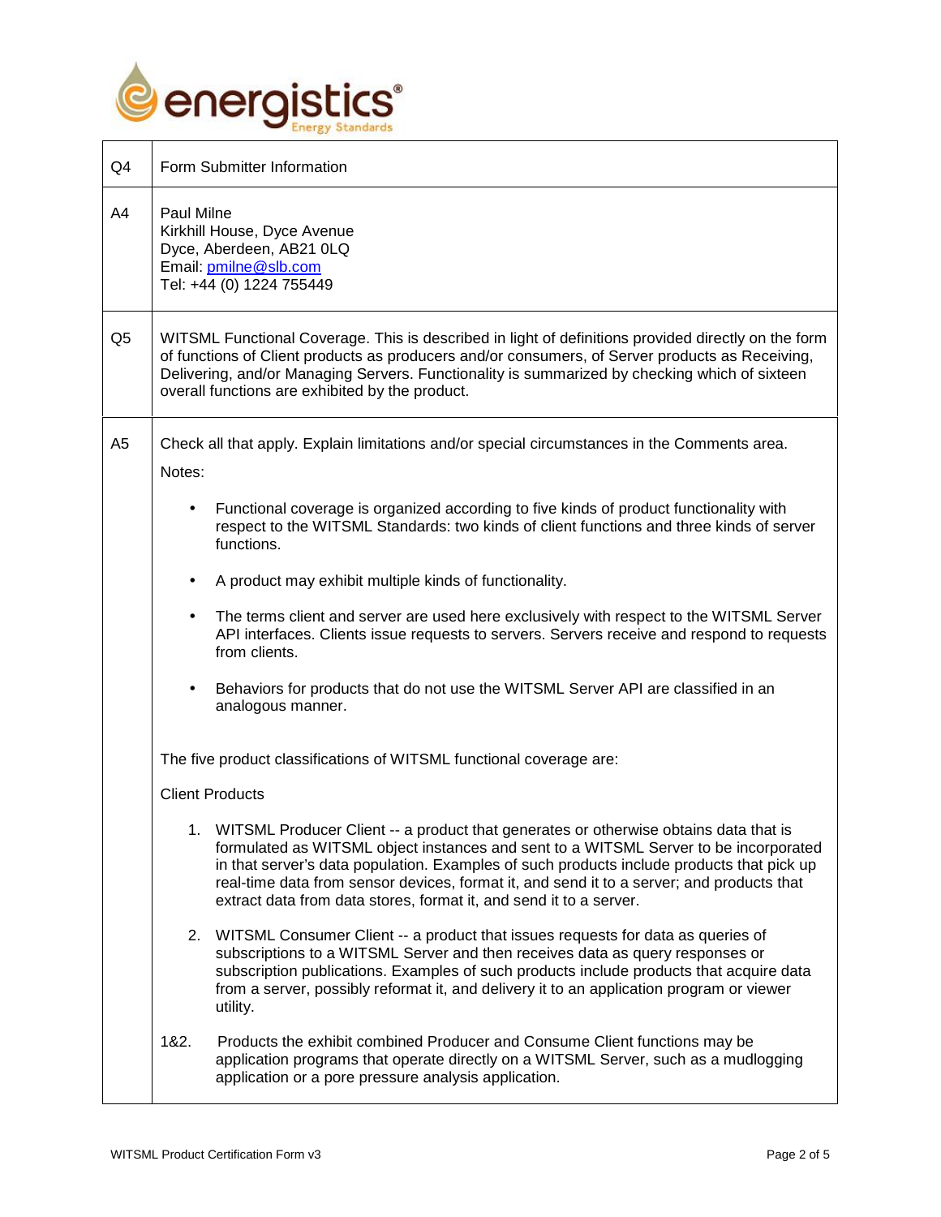| | |
|---|---|
| Q4 | Form Submitter Information |
| A4 | Paul Milne<br>Kirkhill House, Dyce Avenue<br>Dyce, Aberdeen, AB21 0LQ<br>Email: pmilne@slb.com<br>Tel: +44 (0) 1224 755449 |
| Q5 | WITSML Functional Coverage. This is described in light of definitions provided directly on the form of functions of Client products as producers and/or consumers, of Server products as Receiving, Delivering, and/or Managing Servers. Functionality is summarized by checking which of sixteen overall functions are exhibited by the product. |
| A5 | Check all that apply. Explain limitations and/or special circumstances in the Comments area.<br>Notes:<br>• Functional coverage is organized according to five kinds of product functionality with respect to the WITSML Standards: two kinds of client functions and three kinds of server functions.<br>• A product may exhibit multiple kinds of functionality.<br>• The terms client and server are used here exclusively with respect to the WITSML Server API interfaces. Clients issue requests to servers. Servers receive and respond to requests from clients.<br>• Behaviors for products that do not use the WITSML Server API are classified in an analogous manner.<br><br>The five product classifications of WITSML functional coverage are:<br>Client Products<br>1. WITSML Producer Client -- a product that generates or otherwise obtains data that is formulated as WITSML object instances and sent to a WITSML Server to be incorporated in that server's data population. Examples of such products include products that pick up real-time data from sensor devices, format it, and send it to a server; and products that extract data from data stores, format it, and send it to a server.<br>2. WITSML Consumer Client -- a product that issues requests for data as queries of subscriptions to a WITSML Server and then receives data as query responses or subscription publications. Examples of such products include products that acquire data from a server, possibly reformat it, and delivery it to an application program or viewer utility.<br>1&2. Products the exhibit combined Producer and Consume Client functions may be application programs that operate directly on a WITSML Server, such as a mudlogging application or a pore pressure analysis application. |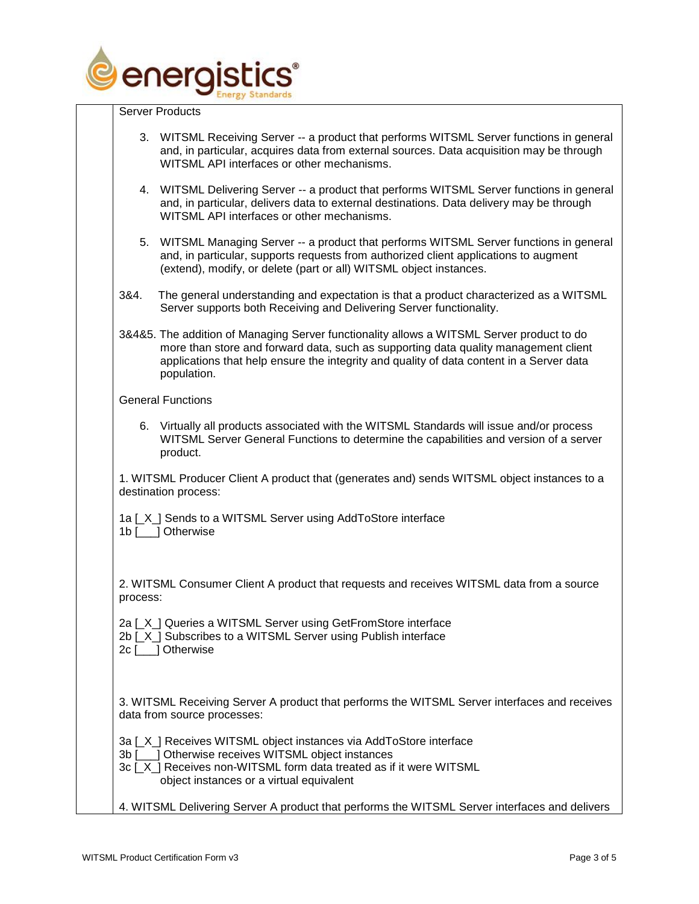Server Products

3. WITSML Receiving Server -- a product that performs WITSML Server functions in general and, in particular, acquires data from external sources. Data acquisition may be through WITSML API interfaces or other mechanisms.

4. WITSML Delivering Server -- a product that performs WITSML Server functions in general and, in particular, delivers data to external destinations. Data delivery may be through WITSML API interfaces or other mechanisms.

5. WITSML Managing Server -- a product that performs WITSML Server functions in general and, in particular, supports requests from authorized client applications to augment (extend), modify, or delete (part or all) WITSML object instances.

3&4. The general understanding and expectation is that a product characterized as a WITSML Server supports both Receiving and Delivering Server functionality.

3&4&5. The addition of Managing Server functionality allows a WITSML Server product to do more than store and forward data, such as supporting data quality management client applications that help ensure the integrity and quality of data content in a Server data population.

General Functions

6. Virtually all products associated with the WITSML Standards will issue and/or process WITSML Server General Functions to determine the capabilities and version of a server product.

1. WITSML Producer Client A product that (generates and) sends WITSML object instances to a destination process:

1a [_X_] Sends to a WITSML Server using AddToStore interface
1b [___] Otherwise

2. WITSML Consumer Client A product that requests and receives WITSML data from a source process:

2a [_X_] Queries a WITSML Server using GetFromStore interface
2b [_X_] Subscribes to a WITSML Server using Publish interface
2c [___] Otherwise

3. WITSML Receiving Server A product that performs the WITSML Server interfaces and receives data from source processes:

3a [_X_] Receives WITSML object instances via AddToStore interface
3b [___] Otherwise receives WITSML object instances
3c [_X_] Receives non-WITSML form data treated as if it were WITSML object instances or a virtual equivalent

4. WITSML Delivering Server A product that performs the WITSML Server interfaces and delivers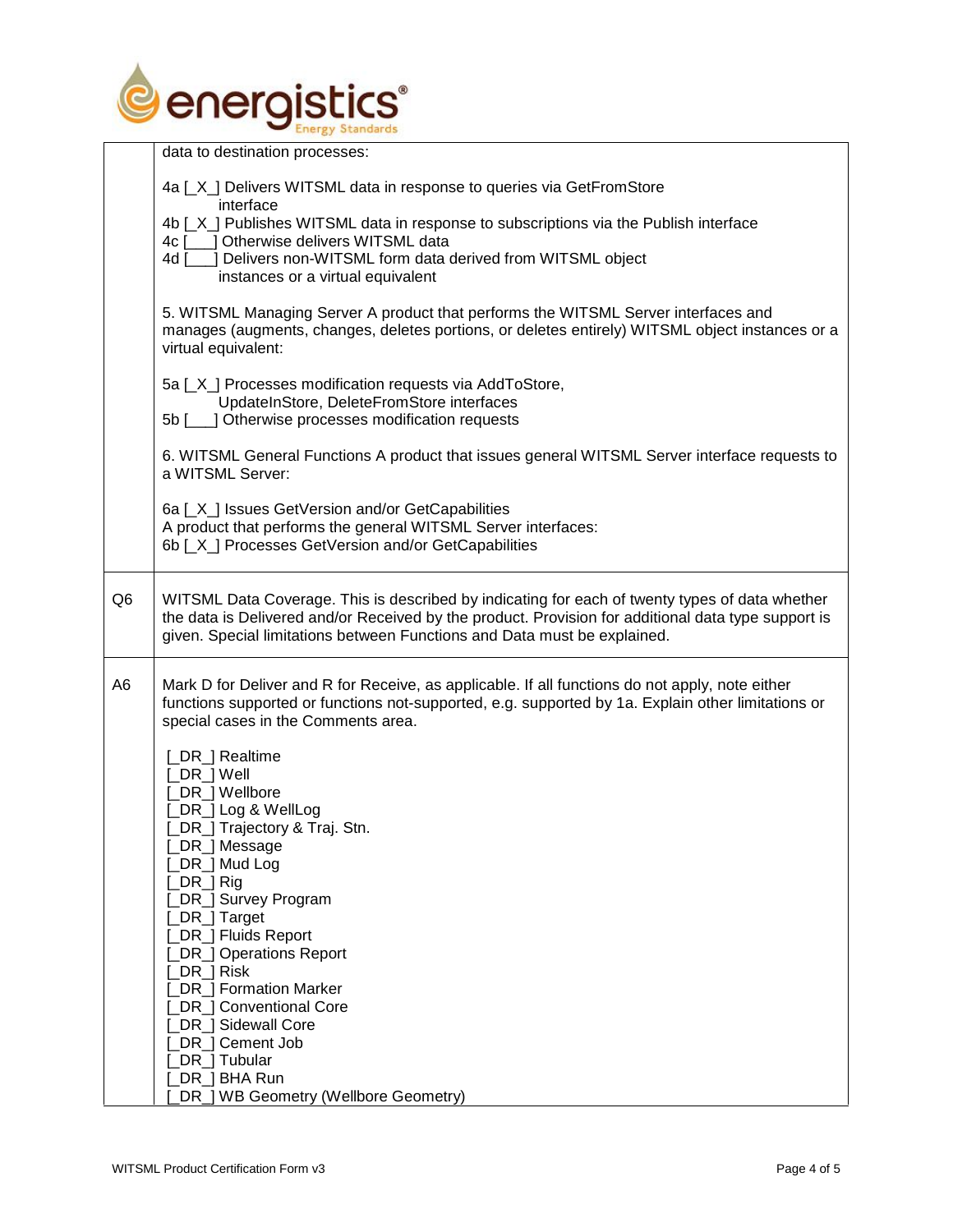| | |
|---|---|
| | data to destination processes:<br><br>4a [_X_] Delivers WITSML data in response to queries via GetFromStore interface<br>4b [_X_] Publishes WITSML data in response to subscriptions via the Publish interface<br>4c [___] Otherwise delivers WITSML data<br>4d [___] Delivers non-WITSML form data derived from WITSML object instances or a virtual equivalent<br><br>5. WITSML Managing Server A product that performs the WITSML Server interfaces and manages (augments, changes, deletes portions, or deletes entirely) WITSML object instances or a virtual equivalent:<br><br>5a [_X_] Processes modification requests via AddToStore, UpdateInStore, DeleteFromStore interfaces<br>5b [___] Otherwise processes modification requests<br><br>6. WITSML General Functions A product that issues general WITSML Server interface requests to a WITSML Server:<br><br>6a [_X_] Issues GetVersion and/or GetCapabilities<br>A product that performs the general WITSML Server interfaces:<br>6b [_X_] Processes GetVersion and/or GetCapabilities |
| Q6 | WITSML Data Coverage. This is described by indicating for each of twenty types of data whether the data is Delivered and/or Received by the product. Provision for additional data type support is given. Special limitations between Functions and Data must be explained. |
| A6 | Mark D for Deliver and R for Receive, as applicable. If all functions do not apply, note either functions supported or functions not-supported, e.g. supported by 1a. Explain other limitations or special cases in the Comments area.<br><br>[_DR_] Realtime<br>[_DR_] Well<br>[_DR_] Wellbore<br>[_DR_] Log & WellLog<br>[_DR_] Trajectory & Traj. Stn.<br>[_DR_] Message<br>[_DR_] Mud Log<br>[_DR_] Rig<br>[_DR_] Survey Program<br>[_DR_] Target<br>[_DR_] Fluids Report<br>[_DR_] Operations Report<br>[_DR_] Risk<br>[_DR_] Formation Marker<br>[_DR_] Conventional Core<br>[_DR_] Sidewall Core<br>[_DR_] Cement Job<br>[_DR_] Tubular<br>[_DR_] BHA Run<br>[_DR_] WB Geometry (Wellbore Geometry) |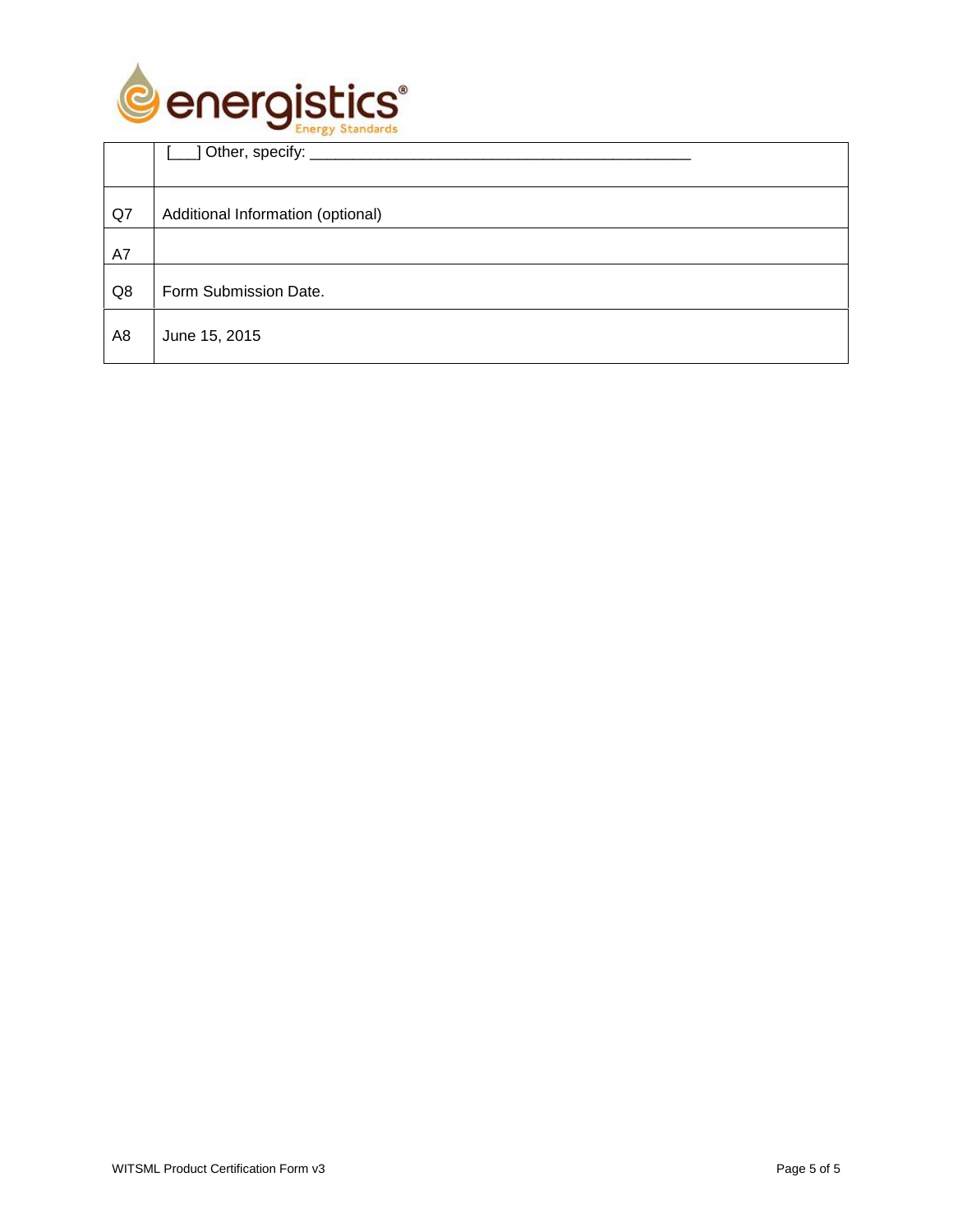| | |
|---|---|
| | [___] Other, specify: _____________________________________________ |
| Q7 | Additional Information (optional) |
| A7 | |
| Q8 | Form Submission Date. |
| A8 | June 15, 2015 |